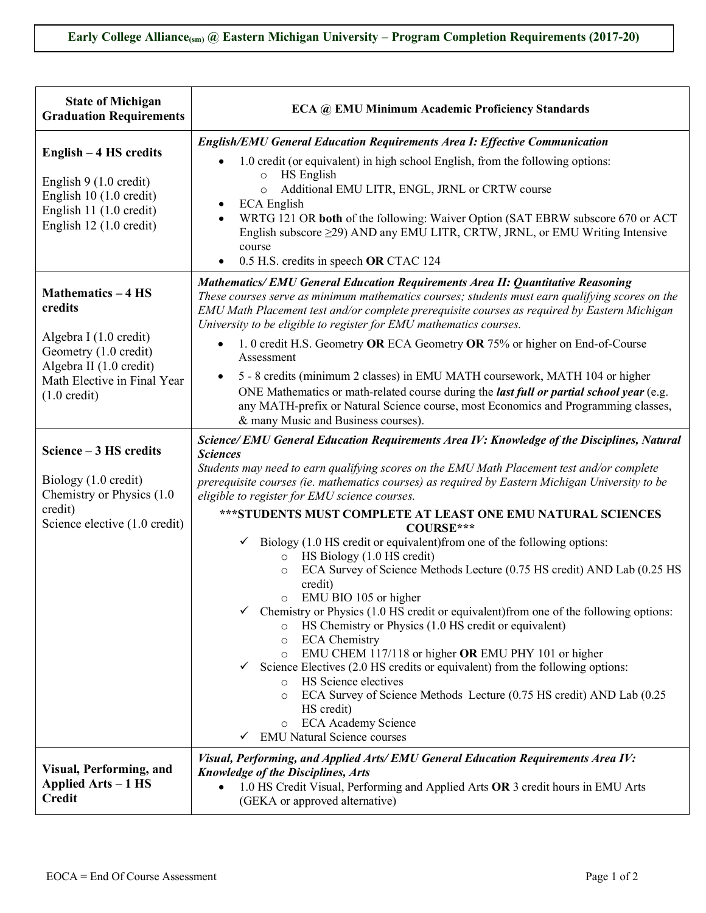# Early College Alliance(sm) @ Eastern Michigan University – Program Completion Requirements (2017-20)

| State of Michigan Graduation Requirements | ECA @ EMU Minimum Academic Proficiency Standards |
|---|---|
| **English – 4 HS credits**<br><br>English 9 (1.0 credit)<br>English 10 (1.0 credit)<br>English 11 (1.0 credit)<br>English 12 (1.0 credit) | ***English/EMU General Education Requirements Area I: Effective Communication***<br>• 1.0 credit (or equivalent) in high school English, from the following options:<br>  ○ HS English<br>  ○ Additional EMU LITR, ENGL, JRNL or CRTW course<br>• ECA English<br>• WRTG 121 OR **both** of the following: Waiver Option (SAT EBRW subscore 670 or ACT English subscore ≥29) AND any EMU LITR, CRTW, JRNL, or EMU Writing Intensive course<br>• 0.5 H.S. credits in speech **OR** CTAC 124 |
| **Mathematics – 4 HS credits**<br><br>Algebra I (1.0 credit)<br>Geometry (1.0 credit)<br>Algebra II (1.0 credit)<br>Math Elective in Final Year (1.0 credit) | ***Mathematics/ EMU General Education Requirements Area II: Quantitative Reasoning***<br>*These courses serve as minimum mathematics courses; students must earn qualifying scores on the EMU Math Placement test and/or complete prerequisite courses as required by Eastern Michigan University to be eligible to register for EMU mathematics courses.*<br>• 1. 0 credit H.S. Geometry **OR** ECA Geometry **OR** 75% or higher on End-of-Course Assessment<br>• 5 - 8 credits (minimum 2 classes) in EMU MATH coursework, MATH 104 or higher<br>ONE Mathematics or math-related course during the ***last full or partial school year*** (e.g. any MATH-prefix or Natural Science course, most Economics and Programming classes, & many Music and Business courses). |
| **Science – 3 HS credits**<br><br>Biology (1.0 credit)<br>Chemistry or Physics (1.0 credit)<br>Science elective (1.0 credit) | ***Science/ EMU General Education Requirements Area IV: Knowledge of the Disciplines, Natural Sciences***<br>*Students may need to earn qualifying scores on the EMU Math Placement test and/or complete prerequisite courses (ie. mathematics courses) as required by Eastern Michigan University to be eligible to register for EMU science courses.*<br>**\*\*\*STUDENTS MUST COMPLETE AT LEAST ONE EMU NATURAL SCIENCES COURSE\*\*\***<br>✓ Biology (1.0 HS credit or equivalent)from one of the following options:<br>  ○ HS Biology (1.0 HS credit)<br>  ○ ECA Survey of Science Methods Lecture (0.75 HS credit) AND Lab (0.25 HS credit)<br>  ○ EMU BIO 105 or higher<br>✓ Chemistry or Physics (1.0 HS credit or equivalent)from one of the following options:<br>  ○ HS Chemistry or Physics (1.0 HS credit or equivalent)<br>  ○ ECA Chemistry<br>  ○ EMU CHEM 117/118 or higher **OR** EMU PHY 101 or higher<br>✓ Science Electives (2.0 HS credits or equivalent) from the following options:<br>  ○ HS Science electives<br>  ○ ECA Survey of Science Methods Lecture (0.75 HS credit) AND Lab (0.25 HS credit)<br>  ○ ECA Academy Science<br>✓ EMU Natural Science courses |
| **Visual, Performing, and Applied Arts – 1 HS Credit** | ***Visual, Performing, and Applied Arts/ EMU General Education Requirements Area IV: Knowledge of the Disciplines, Arts***<br>• 1.0 HS Credit Visual, Performing and Applied Arts **OR** 3 credit hours in EMU Arts (GEKA or approved alternative) |

EOCA = End Of Course Assessment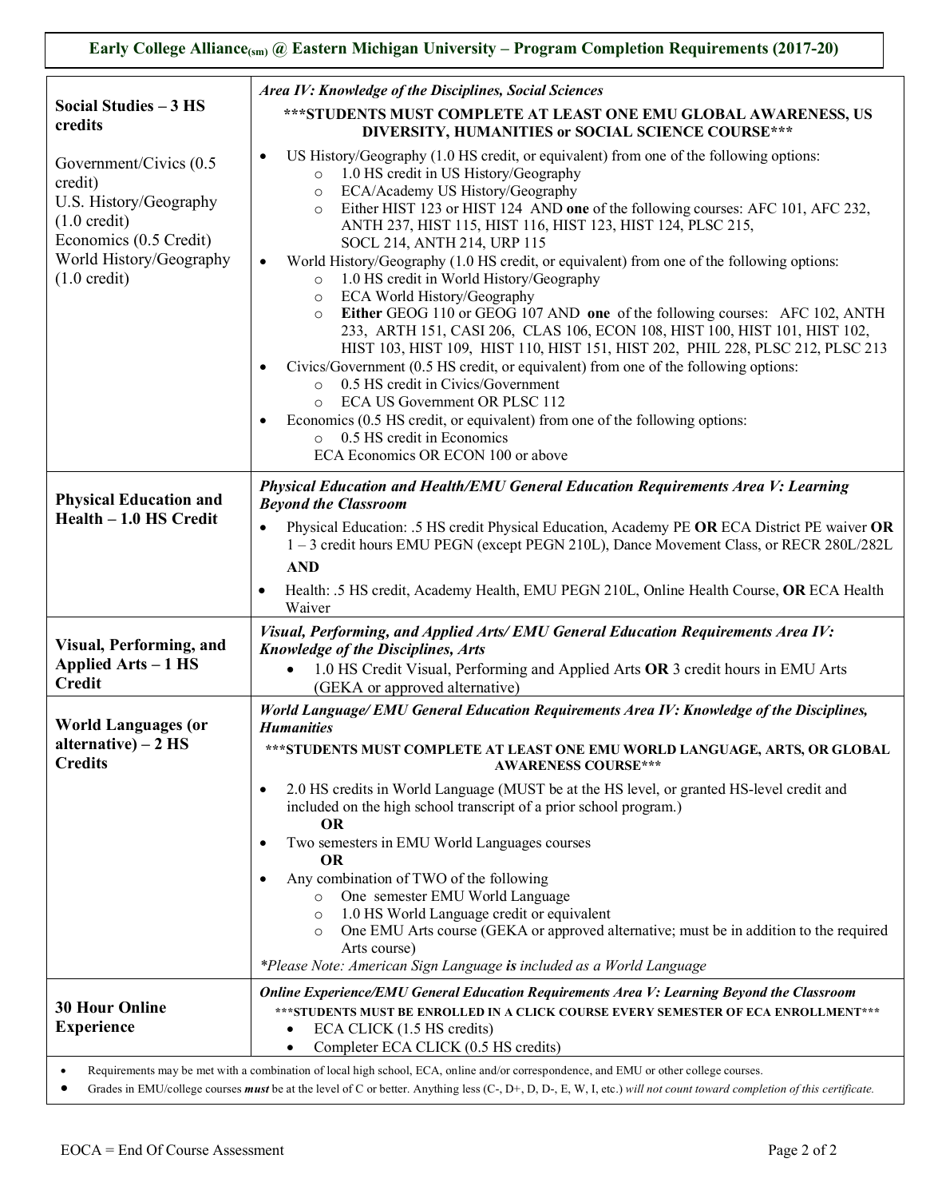## Early College Alliance(sm) @ Eastern Michigan University – Program Completion Requirements (2017-20)

| | |
|---|---|
| **Social Studies – 3 HS credits**<br><br>Government/Civics (0.5 credit)<br>U.S. History/Geography (1.0 credit)<br>Economics (0.5 Credit)<br>World History/Geography (1.0 credit) | ***Area IV: Knowledge of the Disciplines, Social Sciences***<br>**\*\*\*STUDENTS MUST COMPLETE AT LEAST ONE EMU GLOBAL AWARENESS, US DIVERSITY, HUMANITIES or SOCIAL SCIENCE COURSE\*\*\***<br>• US History/Geography (1.0 HS credit, or equivalent) from one of the following options:<br>  ○ 1.0 HS credit in US History/Geography<br>  ○ ECA/Academy US History/Geography<br>  ○ Either HIST 123 or HIST 124 AND **one** of the following courses: AFC 101, AFC 232, ANTH 237, HIST 115, HIST 116, HIST 123, HIST 124, PLSC 215, SOCL 214, ANTH 214, URP 115<br>• World History/Geography (1.0 HS credit, or equivalent) from one of the following options:<br>  ○ 1.0 HS credit in World History/Geography<br>  ○ ECA World History/Geography<br>  ○ **Either** GEOG 110 or GEOG 107 AND **one** of the following courses: AFC 102, ANTH 233, ARTH 151, CASI 206, CLAS 106, ECON 108, HIST 100, HIST 101, HIST 102, HIST 103, HIST 109, HIST 110, HIST 151, HIST 202, PHIL 228, PLSC 212, PLSC 213<br>• Civics/Government (0.5 HS credit, or equivalent) from one of the following options:<br>  ○ 0.5 HS credit in Civics/Government<br>  ○ ECA US Government OR PLSC 112<br>• Economics (0.5 HS credit, or equivalent) from one of the following options:<br>  ○ 0.5 HS credit in Economics<br>  ECA Economics OR ECON 100 or above |
| **Physical Education and Health – 1.0 HS Credit** | ***Physical Education and Health/EMU General Education Requirements Area V: Learning Beyond the Classroom***<br>• Physical Education: .5 HS credit Physical Education, Academy PE **OR** ECA District PE waiver **OR** 1 – 3 credit hours EMU PEGN (except PEGN 210L), Dance Movement Class, or RECR 280L/282L<br>**AND**<br>• Health: .5 HS credit, Academy Health, EMU PEGN 210L, Online Health Course, **OR** ECA Health Waiver |
| **Visual, Performing, and Applied Arts – 1 HS Credit** | ***Visual, Performing, and Applied Arts/ EMU General Education Requirements Area IV: Knowledge of the Disciplines, Arts***<br>• 1.0 HS Credit Visual, Performing and Applied Arts **OR** 3 credit hours in EMU Arts (GEKA or approved alternative) |
| **World Languages (or alternative) – 2 HS Credits** | ***World Language/ EMU General Education Requirements Area IV: Knowledge of the Disciplines, Humanities***<br>**\*\*\*STUDENTS MUST COMPLETE AT LEAST ONE EMU WORLD LANGUAGE, ARTS, OR GLOBAL AWARENESS COURSE\*\*\***<br>• 2.0 HS credits in World Language (MUST be at the HS level, or granted HS-level credit and included on the high school transcript of a prior school program.)<br>**OR**<br>• Two semesters in EMU World Languages courses<br>**OR**<br>• Any combination of TWO of the following<br>  ○ One semester EMU World Language<br>  ○ 1.0 HS World Language credit or equivalent<br>  ○ One EMU Arts course (GEKA or approved alternative; must be in addition to the required Arts course)<br>*\*Please Note: American Sign Language **is** included as a World Language* |
| **30 Hour Online Experience** | ***Online Experience/EMU General Education Requirements Area V: Learning Beyond the Classroom***<br>**\*\*\*STUDENTS MUST BE ENROLLED IN A CLICK COURSE EVERY SEMESTER OF ECA ENROLLMENT\*\*\***<br>• ECA CLICK (1.5 HS credits)<br>• Completer ECA CLICK (0.5 HS credits) |

- Requirements may be met with a combination of local high school, ECA, online and/or correspondence, and EMU or other college courses.
- Grades in EMU/college courses ***must*** be at the level of C or better. Anything less (C-, D+, D, D-, E, W, I, etc.) *will not count toward completion of this certificate.*

EOCA = End Of Course Assessment